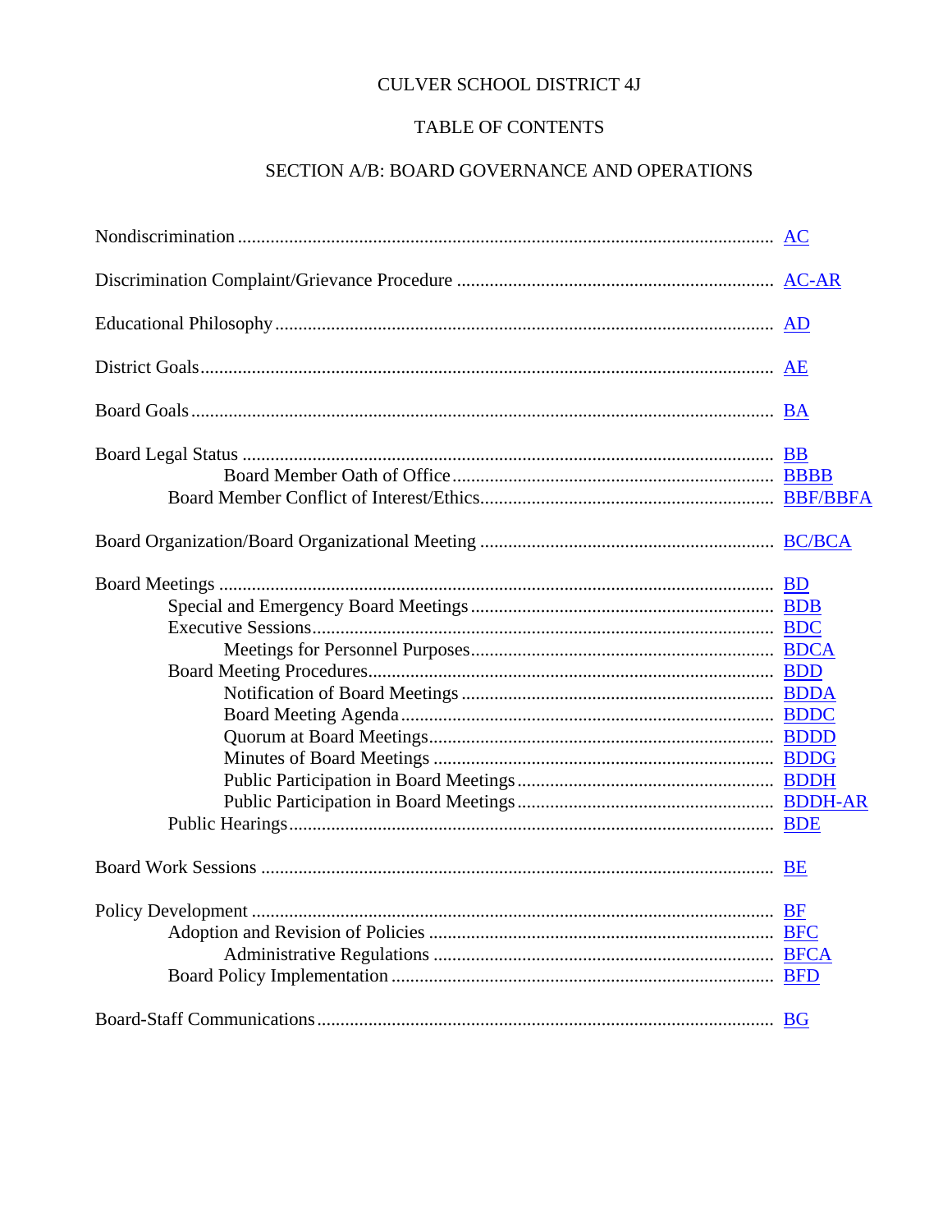# CULVER SCHOOL DISTRICT 4J

## TABLE OF CONTENTS

## SECTION A/B: BOARD GOVERNANCE AND OPERATIONS

| Title | Code |
|---|---|
| Nondiscrimination | AC |
| Discrimination Complaint/Grievance Procedure | AC-AR |
| Educational Philosophy | AD |
| District Goals | AE |
| Board Goals | BA |
| Board Legal Status | BB |
| Board Member Oath of Office | BBBB |
| Board Member Conflict of Interest/Ethics | BBF/BBFA |
| Board Organization/Board Organizational Meeting | BC/BCA |
| Board Meetings | BD |
| Special and Emergency Board Meetings | BDB |
| Executive Sessions | BDC |
| Meetings for Personnel Purposes | BDCA |
| Board Meeting Procedures | BDD |
| Notification of Board Meetings | BDDA |
| Board Meeting Agenda | BDDC |
| Quorum at Board Meetings | BDDD |
| Minutes of Board Meetings | BDDG |
| Public Participation in Board Meetings | BDDH |
| Public Participation in Board Meetings | BDDH-AR |
| Public Hearings | BDE |
| Board Work Sessions | BE |
| Policy Development | BF |
| Adoption and Revision of Policies | BFC |
| Administrative Regulations | BFCA |
| Board Policy Implementation | BFD |
| Board-Staff Communications | BG |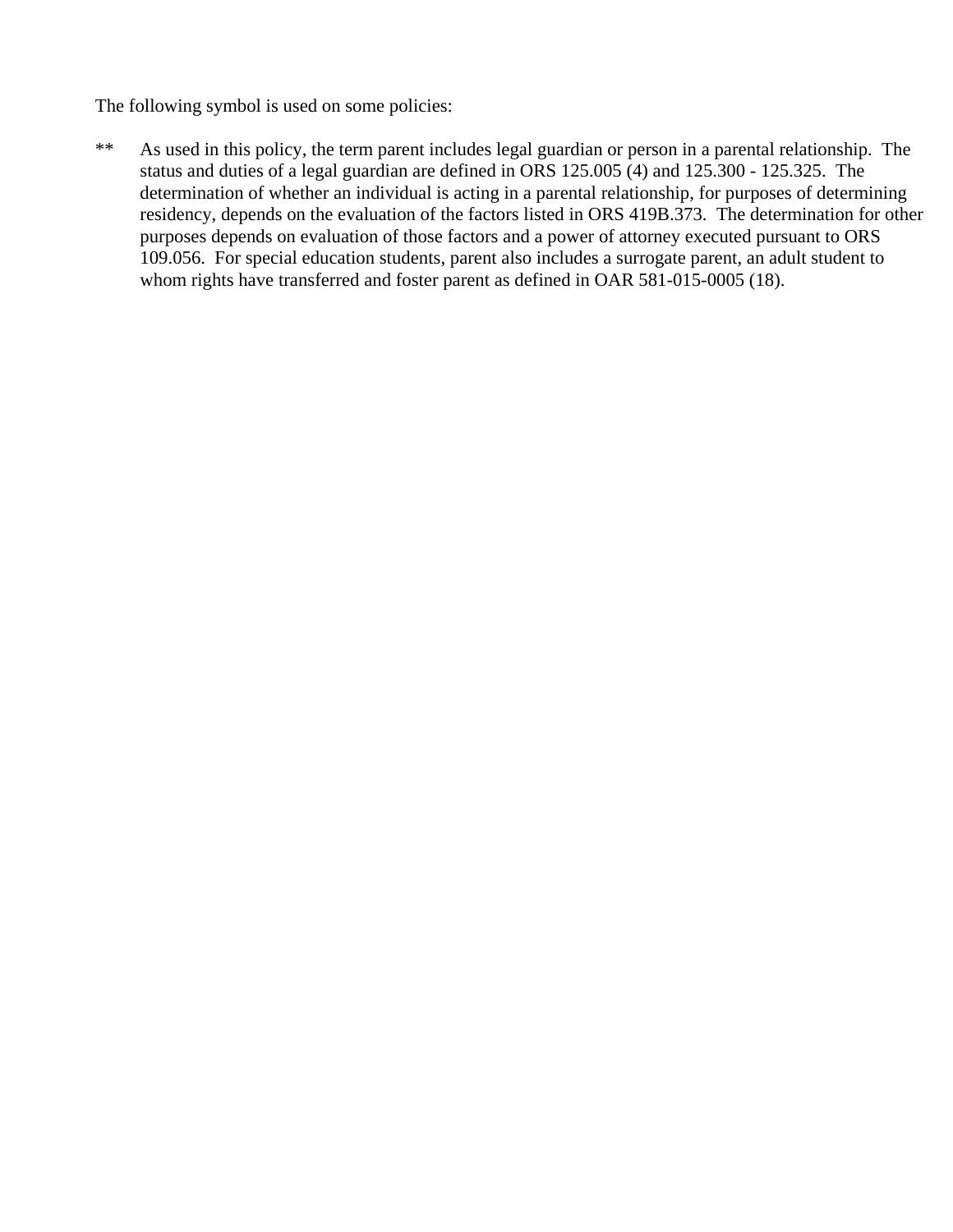The following symbol is used on some policies:

** As used in this policy, the term parent includes legal guardian or person in a parental relationship. The status and duties of a legal guardian are defined in ORS 125.005 (4) and 125.300 - 125.325. The determination of whether an individual is acting in a parental relationship, for purposes of determining residency, depends on the evaluation of the factors listed in ORS 419B.373. The determination for other purposes depends on evaluation of those factors and a power of attorney executed pursuant to ORS 109.056. For special education students, parent also includes a surrogate parent, an adult student to whom rights have transferred and foster parent as defined in OAR 581-015-0005 (18).